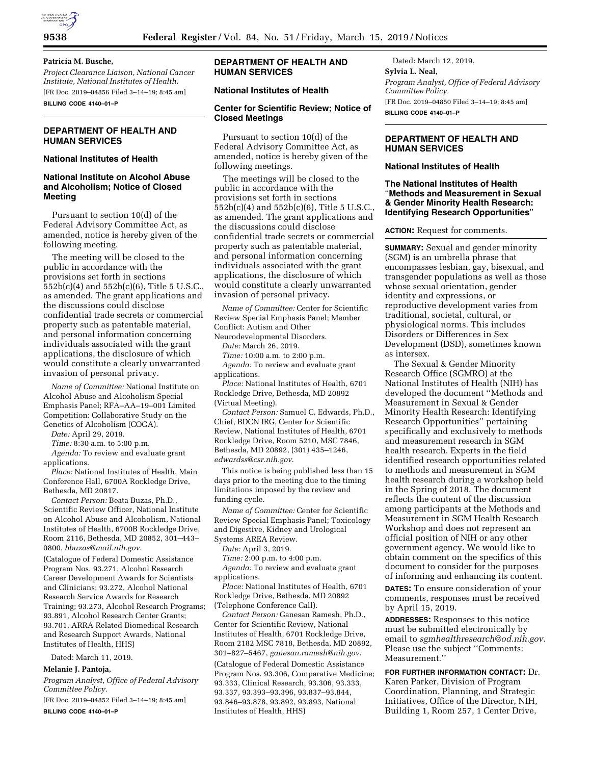**Patricia M. Busche,**

*Project Clearance Liaison, National Cancer Institute, National Institutes of Health.*

[FR Doc. 2019–04856 Filed 3–14–19; 8:45 am]

**BILLING CODE 4140–01–P**

## DEPARTMENT OF HEALTH AND HUMAN SERVICES

### National Institutes of Health

### National Institute on Alcohol Abuse and Alcoholism; Notice of Closed Meeting

Pursuant to section 10(d) of the Federal Advisory Committee Act, as amended, notice is hereby given of the following meeting.

The meeting will be closed to the public in accordance with the provisions set forth in sections 552b(c)(4) and 552b(c)(6), Title 5 U.S.C., as amended. The grant applications and the discussions could disclose confidential trade secrets or commercial property such as patentable material, and personal information concerning individuals associated with the grant applications, the disclosure of which would constitute a clearly unwarranted invasion of personal privacy.

*Name of Committee:* National Institute on Alcohol Abuse and Alcoholism Special Emphasis Panel; RFA–AA–19–001 Limited Competition: Collaborative Study on the Genetics of Alcoholism (COGA).

*Date:* April 29, 2019.

*Time:* 8:30 a.m. to 5:00 p.m.

*Agenda:* To review and evaluate grant applications.

*Place:* National Institutes of Health, Main Conference Hall, 6700A Rockledge Drive, Bethesda, MD 20817.

*Contact Person:* Beata Buzas, Ph.D., Scientific Review Officer, National Institute on Alcohol Abuse and Alcoholism, National Institutes of Health, 6700B Rockledge Drive, Room 2116, Bethesda, MD 20852, 301–443–0800, *bbuzas@mail.nih.gov.*

(Catalogue of Federal Domestic Assistance Program Nos. 93.271, Alcohol Research Career Development Awards for Scientists and Clinicians; 93.272, Alcohol National Research Service Awards for Research Training; 93.273, Alcohol Research Programs; 93.891, Alcohol Research Center Grants; 93.701, ARRA Related Biomedical Research and Research Support Awards, National Institutes of Health, HHS)

Dated: March 11, 2019.

**Melanie J. Pantoja,**

*Program Analyst, Office of Federal Advisory Committee Policy.*

[FR Doc. 2019–04852 Filed 3–14–19; 8:45 am]

**BILLING CODE 4140–01–P**

## DEPARTMENT OF HEALTH AND HUMAN SERVICES

### National Institutes of Health

### Center for Scientific Review; Notice of Closed Meetings

Pursuant to section 10(d) of the Federal Advisory Committee Act, as amended, notice is hereby given of the following meetings.

The meetings will be closed to the public in accordance with the provisions set forth in sections 552b(c)(4) and 552b(c)(6), Title 5 U.S.C., as amended. The grant applications and the discussions could disclose confidential trade secrets or commercial property such as patentable material, and personal information concerning individuals associated with the grant applications, the disclosure of which would constitute a clearly unwarranted invasion of personal privacy.

*Name of Committee:* Center for Scientific Review Special Emphasis Panel; Member Conflict: Autism and Other Neurodevelopmental Disorders.

*Date:* March 26, 2019.

*Time:* 10:00 a.m. to 2:00 p.m.

*Agenda:* To review and evaluate grant applications.

*Place:* National Institutes of Health, 6701 Rockledge Drive, Bethesda, MD 20892 (Virtual Meeting).

*Contact Person:* Samuel C. Edwards, Ph.D., Chief, BDCN IRG, Center for Scientific Review, National Institutes of Health, 6701 Rockledge Drive, Room 5210, MSC 7846, Bethesda, MD 20892, (301) 435–1246, *edwardss@csr.nih.gov.*

This notice is being published less than 15 days prior to the meeting due to the timing limitations imposed by the review and funding cycle.

*Name of Committee:* Center for Scientific Review Special Emphasis Panel; Toxicology and Digestive, Kidney and Urological Systems AREA Review.

*Date:* April 3, 2019.

*Time:* 2:00 p.m. to 4:00 p.m.

*Agenda:* To review and evaluate grant applications.

*Place:* National Institutes of Health, 6701 Rockledge Drive, Bethesda, MD 20892 (Telephone Conference Call).

*Contact Person:* Ganesan Ramesh, Ph.D., Center for Scientific Review, National Institutes of Health, 6701 Rockledge Drive, Room 2182 MSC 7818, Bethesda, MD 20892, 301–827–5467, *ganesan.ramesh@nih.gov.*

(Catalogue of Federal Domestic Assistance Program Nos. 93.306, Comparative Medicine; 93.333, Clinical Research, 93.306, 93.333, 93.337, 93.393–93.396, 93.837–93.844, 93.846–93.878, 93.892, 93.893, National Institutes of Health, HHS)

Dated: March 12, 2019.

**Sylvia L. Neal,**

*Program Analyst, Office of Federal Advisory Committee Policy.*

[FR Doc. 2019–04850 Filed 3–14–19; 8:45 am]

**BILLING CODE 4140–01–P**

## DEPARTMENT OF HEALTH AND HUMAN SERVICES

### National Institutes of Health

### The National Institutes of Health "Methods and Measurement in Sexual & Gender Minority Health Research: Identifying Research Opportunities"

**ACTION:** Request for comments.

**SUMMARY:** Sexual and gender minority (SGM) is an umbrella phrase that encompasses lesbian, gay, bisexual, and transgender populations as well as those whose sexual orientation, gender identity and expressions, or reproductive development varies from traditional, societal, cultural, or physiological norms. This includes Disorders or Differences in Sex Development (DSD), sometimes known as intersex.

The Sexual & Gender Minority Research Office (SGMRO) at the National Institutes of Health (NIH) has developed the document ''Methods and Measurement in Sexual & Gender Minority Health Research: Identifying Research Opportunities'' pertaining specifically and exclusively to methods and measurement research in SGM health research. Experts in the field identified research opportunities related to methods and measurement in SGM health research during a workshop held in the Spring of 2018. The document reflects the content of the discussion among participants at the Methods and Measurement in SGM Health Research Workshop and does not represent an official position of NIH or any other government agency. We would like to obtain comment on the specifics of this document to consider for the purposes of informing and enhancing its content.

**DATES:** To ensure consideration of your comments, responses must be received by April 15, 2019.

**ADDRESSES:** Responses to this notice must be submitted electronically by email to *sgmhealthresearch@od.nih.gov.* Please use the subject ''Comments: Measurement.''

**FOR FURTHER INFORMATION CONTACT:** Dr. Karen Parker, Division of Program Coordination, Planning, and Strategic Initiatives, Office of the Director, NIH, Building 1, Room 257, 1 Center Drive,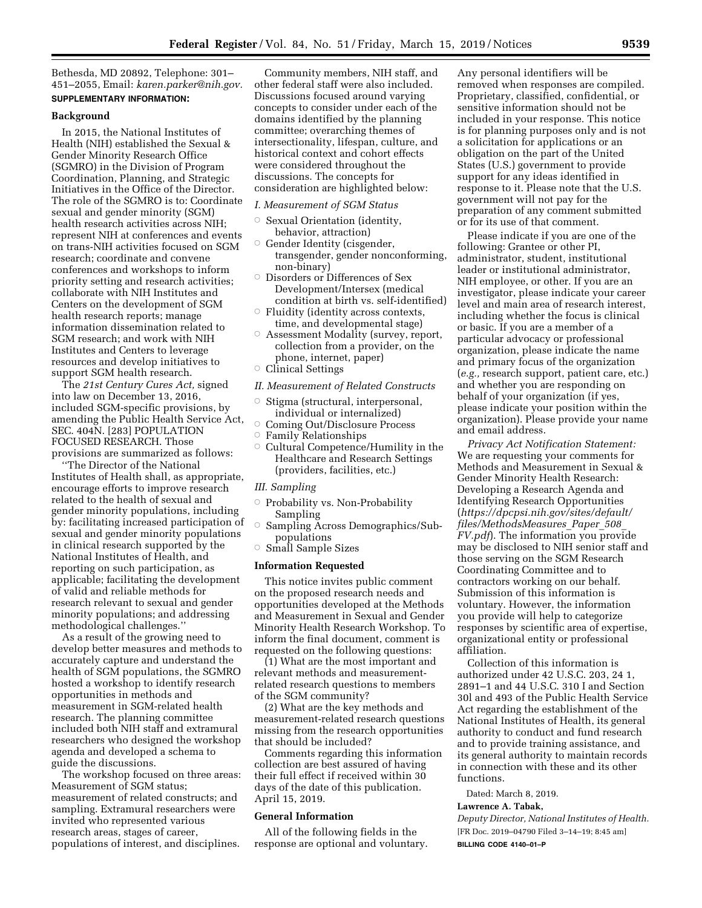Bethesda, MD 20892, Telephone: 301–451–2055, Email: *karen.parker@nih.gov.*

**SUPPLEMENTARY INFORMATION:**

## Background

In 2015, the National Institutes of Health (NIH) established the Sexual & Gender Minority Research Office (SGMRO) in the Division of Program Coordination, Planning, and Strategic Initiatives in the Office of the Director. The role of the SGMRO is to: Coordinate sexual and gender minority (SGM) health research activities across NIH; represent NIH at conferences and events on trans-NIH activities focused on SGM research; coordinate and convene conferences and workshops to inform priority setting and research activities; collaborate with NIH Institutes and Centers on the development of SGM health research reports; manage information dissemination related to SGM research; and work with NIH Institutes and Centers to leverage resources and develop initiatives to support SGM health research.

The *21st Century Cures Act,* signed into law on December 13, 2016, included SGM-specific provisions, by amending the Public Health Service Act, SEC. 404N. [283] POPULATION FOCUSED RESEARCH. Those provisions are summarized as follows:

''The Director of the National Institutes of Health shall, as appropriate, encourage efforts to improve research related to the health of sexual and gender minority populations, including by: facilitating increased participation of sexual and gender minority populations in clinical research supported by the National Institutes of Health, and reporting on such participation, as applicable; facilitating the development of valid and reliable methods for research relevant to sexual and gender minority populations; and addressing methodological challenges.''

As a result of the growing need to develop better measures and methods to accurately capture and understand the health of SGM populations, the SGMRO hosted a workshop to identify research opportunities in methods and measurement in SGM-related health research. The planning committee included both NIH staff and extramural researchers who designed the workshop agenda and developed a schema to guide the discussions.

The workshop focused on three areas: Measurement of SGM status; measurement of related constructs; and sampling. Extramural researchers were invited who represented various research areas, stages of career, populations of interest, and disciplines. Community members, NIH staff, and other federal staff were also included. Discussions focused around varying concepts to consider under each of the domains identified by the planning committee; overarching themes of intersectionality, lifespan, culture, and historical context and cohort effects were considered throughout the discussions. The concepts for consideration are highlighted below:

*I. Measurement of SGM Status*

- Sexual Orientation (identity, behavior, attraction)
- Gender Identity (cisgender, transgender, gender nonconforming, non-binary)
- Disorders or Differences of Sex Development/Intersex (medical condition at birth vs. self-identified)
- Fluidity (identity across contexts, time, and developmental stage)
- Assessment Modality (survey, report, collection from a provider, on the phone, internet, paper)
- Clinical Settings

*II. Measurement of Related Constructs*

- Stigma (structural, interpersonal, individual or internalized)
- Coming Out/Disclosure Process
- Family Relationships
- Cultural Competence/Humility in the Healthcare and Research Settings (providers, facilities, etc.)

*III. Sampling*

- Probability vs. Non-Probability Sampling
- Sampling Across Demographics/Sub-populations
- Small Sample Sizes

## Information Requested

This notice invites public comment on the proposed research needs and opportunities developed at the Methods and Measurement in Sexual and Gender Minority Health Research Workshop. To inform the final document, comment is requested on the following questions:

(1) What are the most important and relevant methods and measurement-related research questions to members of the SGM community?

(2) What are the key methods and measurement-related research questions missing from the research opportunities that should be included?

Comments regarding this information collection are best assured of having their full effect if received within 30 days of the date of this publication. April 15, 2019.

## General Information

All of the following fields in the response are optional and voluntary. Any personal identifiers will be removed when responses are compiled. Proprietary, classified, confidential, or sensitive information should not be included in your response. This notice is for planning purposes only and is not a solicitation for applications or an obligation on the part of the United States (U.S.) government to provide support for any ideas identified in response to it. Please note that the U.S. government will not pay for the preparation of any comment submitted or for its use of that comment.

Please indicate if you are one of the following: Grantee or other PI, administrator, student, institutional leader or institutional administrator, NIH employee, or other. If you are an investigator, please indicate your career level and main area of research interest, including whether the focus is clinical or basic. If you are a member of a particular advocacy or professional organization, please indicate the name and primary focus of the organization (*e.g.,* research support, patient care, etc.) and whether you are responding on behalf of your organization (if yes, please indicate your position within the organization). Please provide your name and email address.

*Privacy Act Notification Statement:* We are requesting your comments for Methods and Measurement in Sexual & Gender Minority Health Research: Developing a Research Agenda and Identifying Research Opportunities (*https://dpcpsi.nih.gov/sites/default/files/MethodsMeasures_Paper_508_FV.pdf*). The information you provide may be disclosed to NIH senior staff and those serving on the SGM Research Coordinating Committee and to contractors working on our behalf. Submission of this information is voluntary. However, the information you provide will help to categorize responses by scientific area of expertise, organizational entity or professional affiliation.

Collection of this information is authorized under 42 U.S.C. 203, 24 1, 2891–1 and 44 U.S.C. 310 I and Section 30l and 493 of the Public Health Service Act regarding the establishment of the National Institutes of Health, its general authority to conduct and fund research and to provide training assistance, and its general authority to maintain records in connection with these and its other functions.

Dated: March 8, 2019.

**Lawrence A. Tabak,**

*Deputy Director, National Institutes of Health.*

[FR Doc. 2019–04790 Filed 3–14–19; 8:45 am]

**BILLING CODE 4140–01–P**